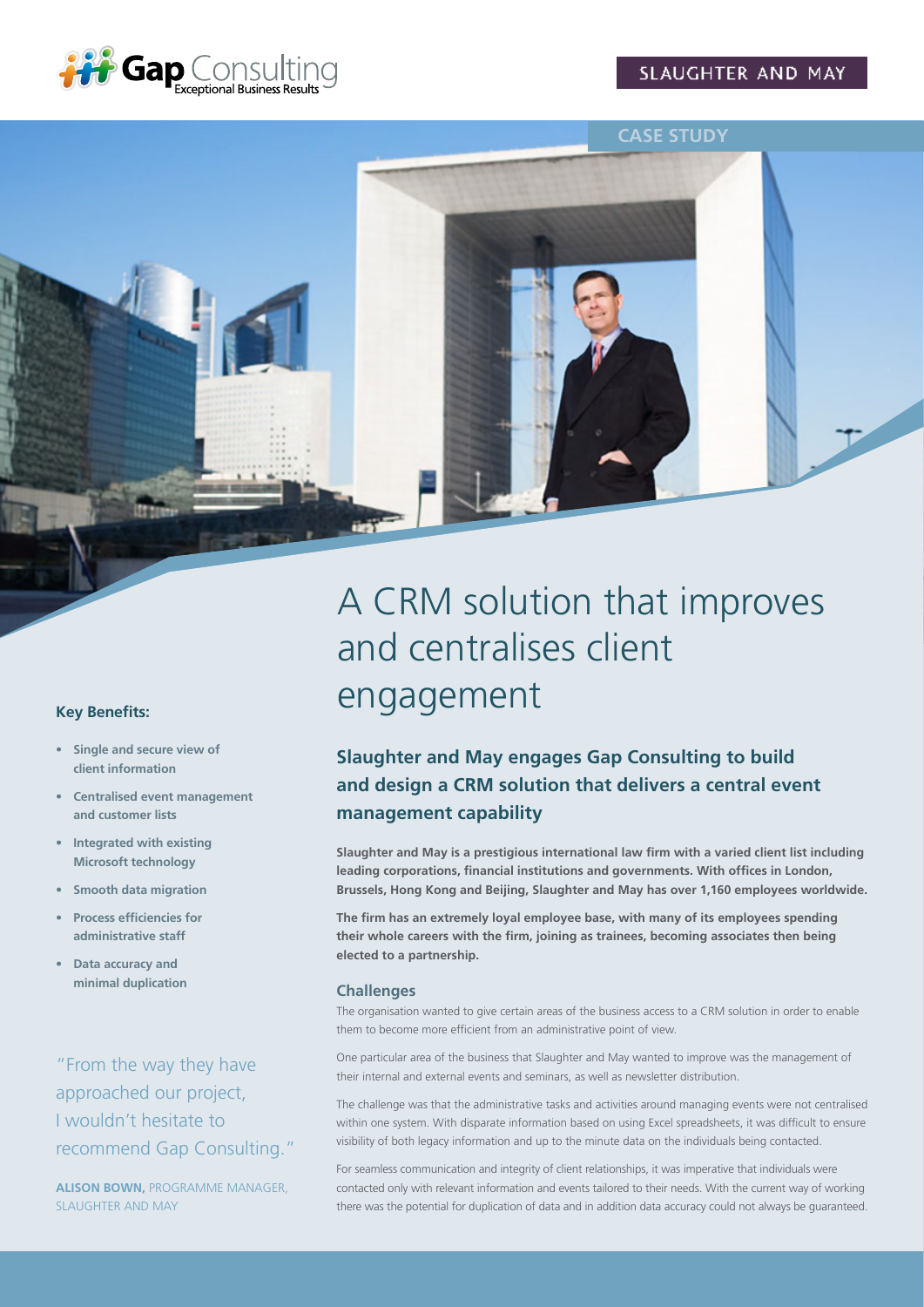Gap Consulting
Exceptional Business Results

SLAUGHTER AND MAY

CASE STUDY

# A CRM solution that improves and centralises client engagement

## Slaughter and May engages Gap Consulting to build and design a CRM solution that delivers a central event management capability

**Slaughter and May is a prestigious international law firm with a varied client list including leading corporations, financial institutions and governments. With offices in London, Brussels, Hong Kong and Beijing, Slaughter and May has over 1,160 employees worldwide.**

**The firm has an extremely loyal employee base, with many of its employees spending their whole careers with the firm, joining as trainees, becoming associates then being elected to a partnership.**

### Challenges

The organisation wanted to give certain areas of the business access to a CRM solution in order to enable them to become more efficient from an administrative point of view.

One particular area of the business that Slaughter and May wanted to improve was the management of their internal and external events and seminars, as well as newsletter distribution.

The challenge was that the administrative tasks and activities around managing events were not centralised within one system. With disparate information based on using Excel spreadsheets, it was difficult to ensure visibility of both legacy information and up to the minute data on the individuals being contacted.

For seamless communication and integrity of client relationships, it was imperative that individuals were contacted only with relevant information and events tailored to their needs. With the current way of working there was the potential for duplication of data and in addition data accuracy could not always be guaranteed.

### Key Benefits:

- **Single and secure view of client information**
- **Centralised event management and customer lists**
- **Integrated with existing Microsoft technology**
- **Smooth data migration**
- **Process efficiencies for administrative staff**
- **Data accuracy and minimal duplication**

"From the way they have approached our project, I wouldn't hesitate to recommend Gap Consulting."

**ALISON BOWN,** PROGRAMME MANAGER, SLAUGHTER AND MAY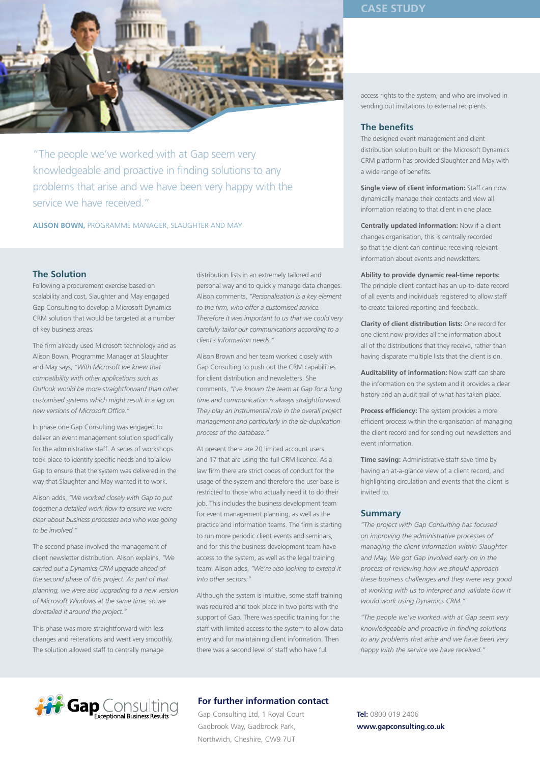CASE STUDY

"The people we've worked with at Gap seem very knowledgeable and proactive in finding solutions to any problems that arise and we have been very happy with the service we have received."

**ALISON BOWN,** PROGRAMME MANAGER, SLAUGHTER AND MAY

## The Solution

Following a procurement exercise based on scalability and cost, Slaughter and May engaged Gap Consulting to develop a Microsoft Dynamics CRM solution that would be targeted at a number of key business areas.

The firm already used Microsoft technology and as Alison Bown, Programme Manager at Slaughter and May says, *"With Microsoft we knew that compatibility with other applications such as Outlook would be more straightforward than other customised systems which might result in a lag on new versions of Microsoft Office."*

In phase one Gap Consulting was engaged to deliver an event management solution specifically for the administrative staff. A series of workshops took place to identify specific needs and to allow Gap to ensure that the system was delivered in the way that Slaughter and May wanted it to work.

Alison adds, *"We worked closely with Gap to put together a detailed work flow to ensure we were clear about business processes and who was going to be involved."*

The second phase involved the management of client newsletter distribution. Alison explains, *"We carried out a Dynamics CRM upgrade ahead of the second phase of this project. As part of that planning, we were also upgrading to a new version of Microsoft Windows at the same time, so we dovetailed it around the project."*

This phase was more straightforward with less changes and reiterations and went very smoothly. The solution allowed staff to centrally manage distribution lists in an extremely tailored and personal way and to quickly manage data changes. Alison comments, *"Personalisation is a key element to the firm, who offer a customised service. Therefore it was important to us that we could very carefully tailor our communications according to a client's information needs."*

Alison Brown and her team worked closely with Gap Consulting to push out the CRM capabilities for client distribution and newsletters. She comments, *"I've known the team at Gap for a long time and communication is always straightforward. They play an instrumental role in the overall project management and particularly in the de-duplication process of the database."*

At present there are 20 limited account users and 17 that are using the full CRM licence. As a law firm there are strict codes of conduct for the usage of the system and therefore the user base is restricted to those who actually need it to do their job. This includes the business development team for event management planning, as well as the practice and information teams. The firm is starting to run more periodic client events and seminars, and for this the business development team have access to the system, as well as the legal training team. Alison adds, *"We're also looking to extend it into other sectors."*

Although the system is intuitive, some staff training was required and took place in two parts with the support of Gap. There was specific training for the staff with limited access to the system to allow data entry and for maintaining client information. Then there was a second level of staff who have full access rights to the system, and who are involved in sending out invitations to external recipients.

## The benefits

The designed event management and client distribution solution built on the Microsoft Dynamics CRM platform has provided Slaughter and May with a wide range of benefits.

**Single view of client information:** Staff can now dynamically manage their contacts and view all information relating to that client in one place.

**Centrally updated information:** Now if a client changes organisation, this is centrally recorded so that the client can continue receiving relevant information about events and newsletters.

**Ability to provide dynamic real-time reports:** The principle client contact has an up-to-date record of all events and individuals registered to allow staff to create tailored reporting and feedback.

**Clarity of client distribution lists:** One record for one client now provides all the information about all of the distributions that they receive, rather than having disparate multiple lists that the client is on.

**Auditability of information:** Now staff can share the information on the system and it provides a clear history and an audit trail of what has taken place.

**Process efficiency:** The system provides a more efficient process within the organisation of managing the client record and for sending out newsletters and event information.

**Time saving:** Administrative staff save time by having an at-a-glance view of a client record, and highlighting circulation and events that the client is invited to.

## Summary

*"The project with Gap Consulting has focused on improving the administrative processes of managing the client information within Slaughter and May. We got Gap involved early on in the process of reviewing how we should approach these business challenges and they were very good at working with us to interpret and validate how it would work using Dynamics CRM."*

*"The people we've worked with at Gap seem very knowledgeable and proactive in finding solutions to any problems that arise and we have been very happy with the service we have received."*

Gap Consulting
Exceptional Business Results

**For further information contact**

Gap Consulting Ltd, 1 Royal Court
Gadbrook Way, Gadbrook Park,
Northwich, Cheshire, CW9 7UT

**Tel:** 0800 019 2406
**www.gapconsulting.co.uk**